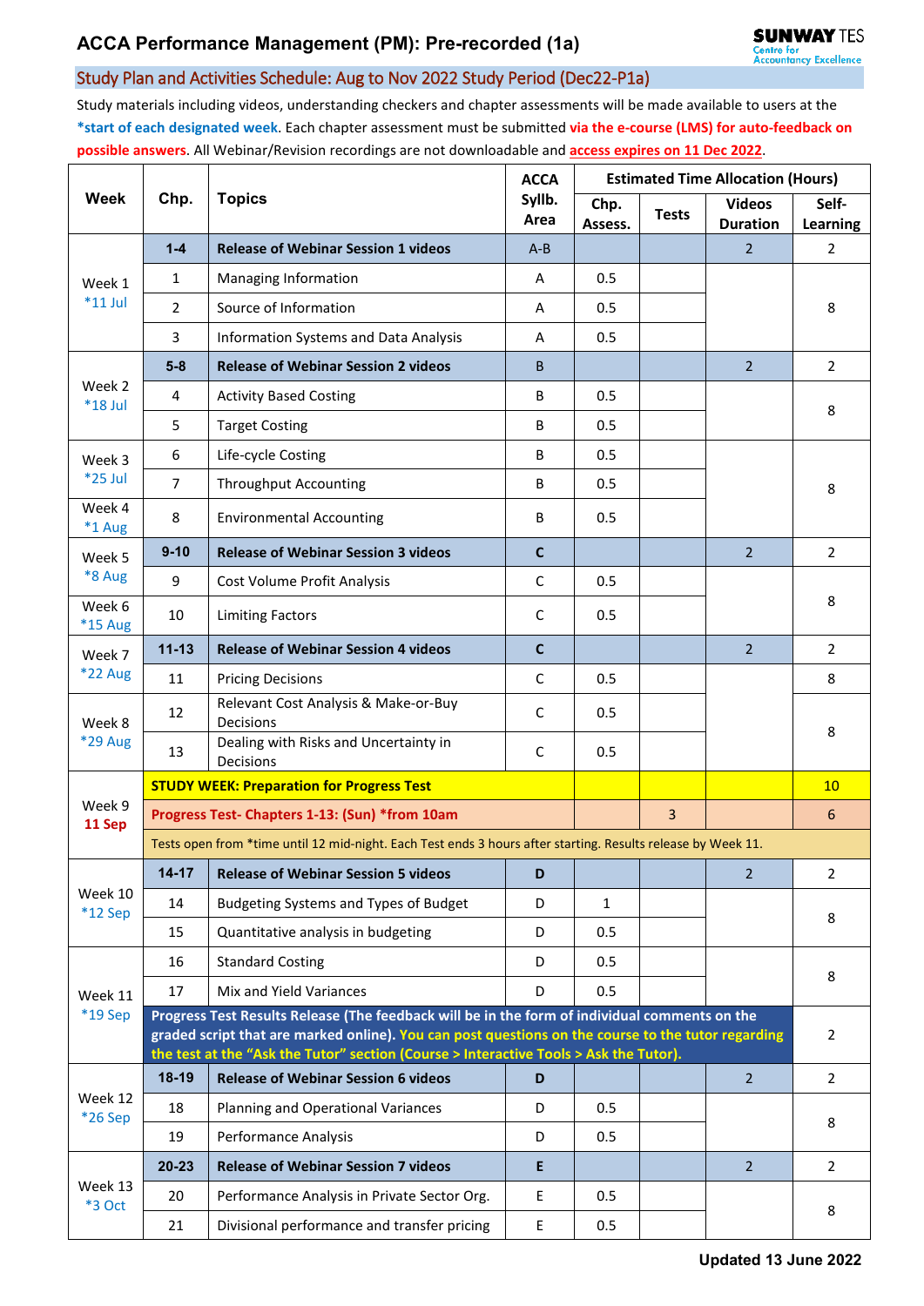# ACCA Performance Management (PM): Pre-recorded (1a)

## Study Plan and Activities Schedule: Aug to Nov 2022 Study Period (Dec22-P1a)

Study materials including videos, understanding checkers and chapter assessments will be made available to users at the **\*start of each designated week**. Each chapter assessment must be submitted **via the e-course (LMS) for auto-feedback on possible answers**. All Webinar/Revision recordings are not downloadable and **access expires on 11 Dec 2022**.

| Week | Chp. | Topics | ACCA Syllb. Area | Estimated Time Allocation (Hours) | | | |
|---|---|---|---|---|---|---|---|
| | | | | Chp. Assess. | Tests | Videos Duration | Self-Learning |
| Week 1 *11 Jul | **1-4** | **Release of Webinar Session 1 videos** | A-B | | | 2 | 2 |
| | 1 | Managing Information | A | 0.5 | | | 8 |
| | 2 | Source of Information | A | 0.5 | | | |
| | 3 | Information Systems and Data Analysis | A | 0.5 | | | |
| Week 2 *18 Jul | **5-8** | **Release of Webinar Session 2 videos** | B | | | 2 | 2 |
| | 4 | Activity Based Costing | B | 0.5 | | | 8 |
| | 5 | Target Costing | B | 0.5 | | | |
| Week 3 *25 Jul | 6 | Life-cycle Costing | B | 0.5 | | | 8 |
| | 7 | Throughput Accounting | B | 0.5 | | | |
| Week 4 *1 Aug | 8 | Environmental Accounting | B | 0.5 | | | |
| Week 5 *8 Aug | **9-10** | **Release of Webinar Session 3 videos** | **C** | | | 2 | 2 |
| | 9 | Cost Volume Profit Analysis | C | 0.5 | | | 8 |
| Week 6 *15 Aug | 10 | Limiting Factors | C | 0.5 | | | |
| Week 7 *22 Aug | **11-13** | **Release of Webinar Session 4 videos** | **C** | | | 2 | 2 |
| | 11 | Pricing Decisions | C | 0.5 | | | 8 |
| Week 8 *29 Aug | 12 | Relevant Cost Analysis & Make-or-Buy Decisions | C | 0.5 | | | 8 |
| | 13 | Dealing with Risks and Uncertainty in Decisions | C | 0.5 | | | |
| Week 9 **11 Sep** | **STUDY WEEK: Preparation for Progress Test** | | | | | | 10 |
| | **Progress Test- Chapters 1-13: (Sun) *from 10am** | | | | 3 | | 6 |
| | Tests open from *time until 12 mid-night. Each Test ends 3 hours after starting. Results release by Week 11. | | | | | | |
| Week 10 *12 Sep | **14-17** | **Release of Webinar Session 5 videos** | **D** | | | 2 | 2 |
| | 14 | Budgeting Systems and Types of Budget | D | 1 | | | 8 |
| | 15 | Quantitative analysis in budgeting | D | 0.5 | | | |
| Week 11 *19 Sep | 16 | Standard Costing | D | 0.5 | | | 8 |
| | 17 | Mix and Yield Variances | D | 0.5 | | | |
| | **Progress Test Results Release (The feedback will be in the form of individual comments on the graded script that are marked online). You can post questions on the course to the tutor regarding the test at the "Ask the Tutor" section (Course > Interactive Tools > Ask the Tutor).** | | | | | | 2 |
| Week 12 *26 Sep | **18-19** | **Release of Webinar Session 6 videos** | **D** | | | 2 | 2 |
| | 18 | Planning and Operational Variances | D | 0.5 | | | 8 |
| | 19 | Performance Analysis | D | 0.5 | | | |
| Week 13 *3 Oct | **20-23** | **Release of Webinar Session 7 videos** | **E** | | | 2 | 2 |
| | 20 | Performance Analysis in Private Sector Org. | E | 0.5 | | | 8 |
| | 21 | Divisional performance and transfer pricing | E | 0.5 | | | |

**Updated 13 June 2022**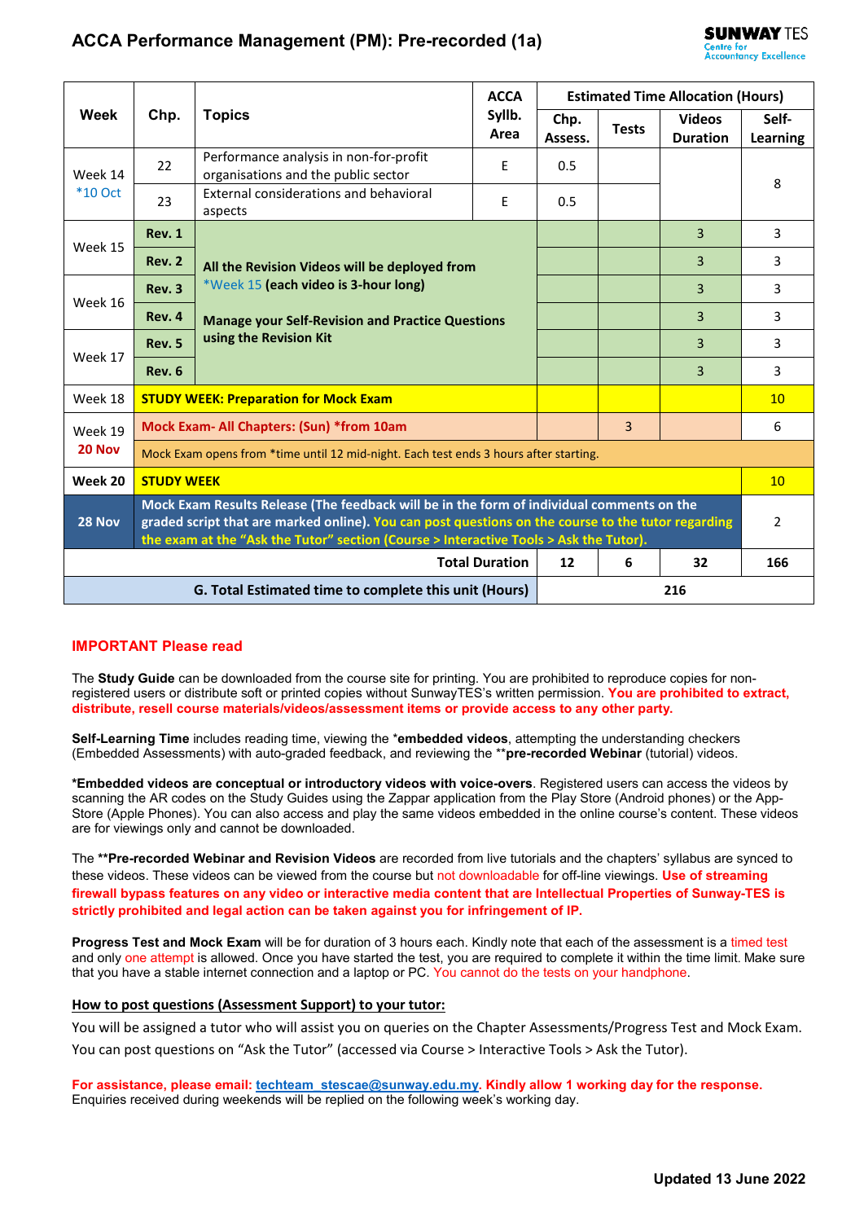# ACCA Performance Management (PM): Pre-recorded (1a)

SUNWAY TES Centre for Accountancy Excellence

| Week | Chp. | Topics | ACCA Syllb. Area | Estimated Time Allocation (Hours) | | | |
|---|---|---|---|---|---|---|---|
| | | | | Chp. Assess. | Tests | Videos Duration | Self-Learning |
| Week 14 *10 Oct | 22 | Performance analysis in non-for-profit organisations and the public sector | E | 0.5 | | | 8 |
| | 23 | External considerations and behavioral aspects | E | 0.5 | | | |
| Week 15 | **Rev. 1** | **All the Revision Videos will be deployed from** *Week 15 **(each video is 3-hour long)** **Manage your Self-Revision and Practice Questions using the Revision Kit** | | | | 3 | 3 |
| | **Rev. 2** | | | | | 3 | 3 |
| Week 16 | **Rev. 3** | | | | | 3 | 3 |
| | **Rev. 4** | | | | | 3 | 3 |
| Week 17 | **Rev. 5** | | | | | 3 | 3 |
| | **Rev. 6** | | | | | 3 | 3 |
| Week 18 | **STUDY WEEK: Preparation for Mock Exam** | | | | | | 10 |
| Week 19 **20 Nov** | Mock Exam- All Chapters: (Sun) *from 10am | | | | 3 | | 6 |
| | Mock Exam opens from *time until 12 mid-night. Each test ends 3 hours after starting. | | | | | | |
| **Week 20** | **STUDY WEEK** | | | | | | 10 |
| **28 Nov** | **Mock Exam Results Release (The feedback will be in the form of individual comments on the graded script that are marked online). You can post questions on the course to the tutor regarding the exam at the "Ask the Tutor" section (Course > Interactive Tools > Ask the Tutor).** | | | | | | 2 |
| | | | **Total Duration** | **12** | **6** | **32** | **166** |
| **G. Total Estimated time to complete this unit (Hours)** | | | | **216** | | | |

## IMPORTANT Please read

The **Study Guide** can be downloaded from the course site for printing. You are prohibited to reproduce copies for non-registered users or distribute soft or printed copies without SunwayTES's written permission. **You are prohibited to extract, distribute, resell course materials/videos/assessment items or provide access to any other party.**

**Self-Learning Time** includes reading time, viewing the ***embedded videos**, attempting the understanding checkers (Embedded Assessments) with auto-graded feedback, and reviewing the ****pre-recorded Webinar** (tutorial) videos.

***Embedded videos are conceptual or introductory videos with voice-overs**. Registered users can access the videos by scanning the AR codes on the Study Guides using the Zappar application from the Play Store (Android phones) or the App-Store (Apple Phones). You can also access and play the same videos embedded in the online course's content. These videos are for viewings only and cannot be downloaded.

The ****Pre-recorded Webinar and Revision Videos** are recorded from live tutorials and the chapters' syllabus are synced to these videos. These videos can be viewed from the course but not downloadable for off-line viewings. **Use of streaming firewall bypass features on any video or interactive media content that are Intellectual Properties of Sunway-TES is strictly prohibited and legal action can be taken against you for infringement of IP.**

**Progress Test and Mock Exam** will be for duration of 3 hours each. Kindly note that each of the assessment is a timed test and only one attempt is allowed. Once you have started the test, you are required to complete it within the time limit. Make sure that you have a stable internet connection and a laptop or PC. You cannot do the tests on your handphone.

**How to post questions (Assessment Support) to your tutor:**

You will be assigned a tutor who will assist you on queries on the Chapter Assessments/Progress Test and Mock Exam. You can post questions on "Ask the Tutor" (accessed via Course > Interactive Tools > Ask the Tutor).

**For assistance, please email: techteam_stescae@sunway.edu.my. Kindly allow 1 working day for the response.**
Enquiries received during weekends will be replied on the following week's working day.

**Updated 13 June 2022**